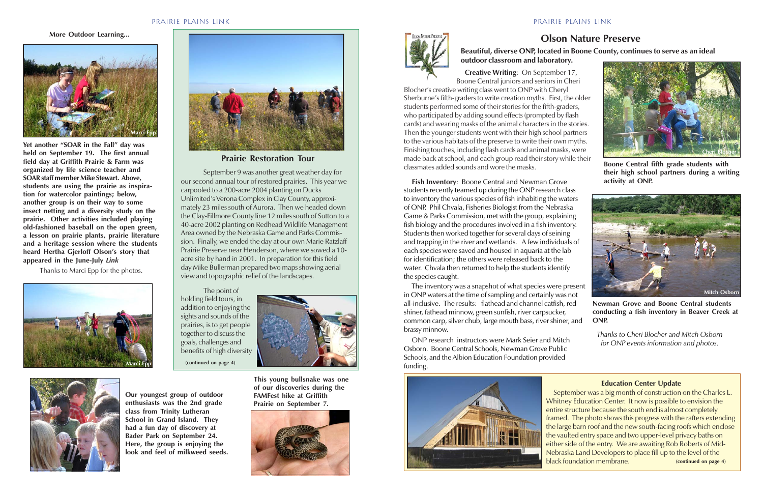**More Outdoor Learning...**

**Yet another "SOAR in the Fall" day was held on September 19. The first annual field day at Griffith Prairie & Farm was organized by life science teacher and SOAR staff member Mike Stewart. Above, students are using the prairie as inspiration for watercolor paintings; below, another group is on their way to some insect netting and a diversity study on the prairie. Other activities included playing old-fashioned baseball on the open green, a lesson on prairie plants, prairie literature and a heritage session where the students heard Hertha Gjerloff Olson's story that appeared in the June-July *Link***

Thanks to Marci Epp for the photos.

## Prairie Restoration Tour

September 9 was another great weather day for our second annual tour of restored prairies. This year we carpooled to a 200-acre 2004 planting on Ducks Unlimited's Verona Complex in Clay County, approximately 23 miles south of Aurora. Then we headed down the Clay-Fillmore County line 12 miles south of Sutton to a 40-acre 2002 planting on Redhead Wildlife Management Area owned by the Nebraska Game and Parks Commission. Finally, we ended the day at our own Marie Ratzlaff Prairie Preserve near Henderson, where we sowed a 10-acre site by hand in 2001. In preparation for this field day Mike Bullerman prepared two maps showing aerial view and topographic relief of the landscapes.

The point of holding field tours, in addition to enjoying the sights and sounds of the prairies, is to get people together to discuss the goals, challenges and benefits of high diversity

**(continued on page 4)**

**Our youngest group of outdoor enthusiasts was the 2nd grade class from Trinity Lutheran School in Grand Island. They had a fun day of discovery at Bader Park on September 24. Here, the group is enjoying the look and feel of milkweed seeds.**

**This young bullsnake was one of our discoveries during the FAMFest hike at Griffith Prairie on September 7.**

## Olson Nature Preserve

**Beautiful, diverse ONP, located in Boone County, continues to serve as an ideal outdoor classroom and laboratory.**

**Creative Writing**: On September 17, Boone Central juniors and seniors in Cheri Blocher's creative writing class went to ONP with Cheryl Sherburne's fifth-graders to write creation myths. First, the older students performed some of their stories for the fifth-graders, who participated by adding sound effects (prompted by flash cards) and wearing masks of the animal characters in the stories. Then the younger students went with their high school partners to the various habitats of the preserve to write their own myths. Finishing touches, including flash cards and animal masks, were made back at school, and each group read their story while their classmates added sounds and wore the masks.

**Boone Central fifth grade students with their high school partners during a writing activity at ONP.**

**Fish Inventory**: Boone Central and Newman Grove students recently teamed up during the ONP research class to inventory the various species of fish inhabiting the waters of ONP. Phil Chvala, Fisheries Biologist from the Nebraska Game & Parks Commission, met with the group, explaining fish biology and the procedures involved in a fish inventory. Students then worked together for several days of seining and trapping in the river and wetlands. A few individuals of each species were saved and housed in aquaria at the lab for identification; the others were released back to the water. Chvala then returned to help the students identify the species caught.

The inventory was a snapshot of what species were present in ONP waters at the time of sampling and certainly was not all-inclusive. The results: flathead and channel catfish, red shiner, fathead minnow, green sunfish, river carpsucker, common carp, silver chub, large mouth bass, river shiner, and brassy minnow.

ONP research instructors were Mark Seier and Mitch Osborn. Boone Central Schools, Newman Grove Public Schools, and the Albion Education Foundation provided funding.

**Newman Grove and Boone Central students conducting a fish inventory in Beaver Creek at ONP.**

*Thanks to Cheri Blocher and Mitch Osborn for ONP events information and photos.*

### Education Center Update

September was a big month of construction on the Charles L. Whitney Education Center. It now is possible to envision the entire structure because the south end is almost completely framed. The photo shows this progress with the rafters extending the large barn roof and the new south-facing roofs which enclose the vaulted entry space and two upper-level privacy baths on either side of the entry. We are awaiting Rob Roberts of Mid-Nebraska Land Developers to place fill up to the level of the black foundation membrane. **(continued on page 4)**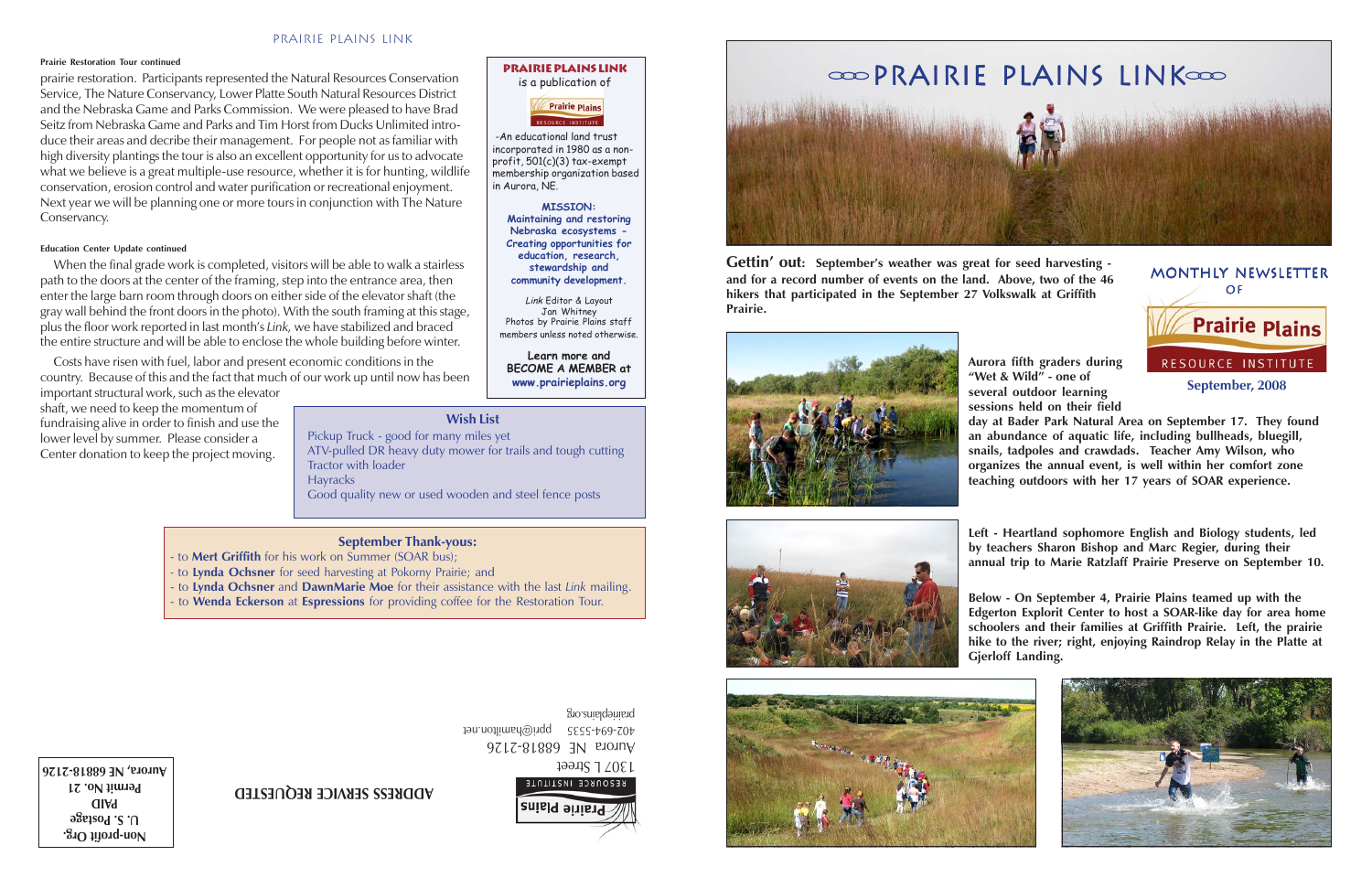**Prairie Restoration Tour continued**

prairie restoration. Participants represented the Natural Resources Conservation Service, The Nature Conservancy, Lower Platte South Natural Resources District and the Nebraska Game and Parks Commission. We were pleased to have Brad Seitz from Nebraska Game and Parks and Tim Horst from Ducks Unlimited introduce their areas and decribe their management. For people not as familiar with high diversity plantings the tour is also an excellent opportunity for us to advocate what we believe is a great multiple-use resource, whether it is for hunting, wildlife conservation, erosion control and water purification or recreational enjoyment. Next year we will be planning one or more tours in conjunction with The Nature Conservancy.

**Education Center Update continued**

When the final grade work is completed, visitors will be able to walk a stairless path to the doors at the center of the framing, step into the entrance area, then enter the large barn room through doors on either side of the elevator shaft (the gray wall behind the front doors in the photo). With the south framing at this stage, plus the floor work reported in last month's *Link,* we have stabilized and braced the entire structure and will be able to enclose the whole building before winter.

Costs have risen with fuel, labor and present economic conditions in the country. Because of this and the fact that much of our work up until now has been important structural work, such as the elevator shaft, we need to keep the momentum of fundraising alive in order to finish and use the lower level by summer. Please consider a Center donation to keep the project moving.

**PRAIRIE PLAINS LINK** is a publication of Prairie Plains Resource Institute

-An educational land trust incorporated in 1980 as a non-profit, 501(c)(3) tax-exempt membership organization based in Aurora, NE.

**MISSION:**
**Maintaining and restoring Nebraska ecosystems - Creating opportunities for education, research, stewardship and community development.**

*Link* Editor & Layout
Jan Whitney
Photos by Prairie Plains staff members unless noted otherwise.

**Learn more and BECOME A MEMBER at www.prairieplains.org**

**Wish List**

Pickup Truck - good for many miles yet
ATV-pulled DR heavy duty mower for trails and tough cutting
Tractor with loader
Hayracks
Good quality new or used wooden and steel fence posts

**September Thank-yous:**

- to **Mert Griffith** for his work on Summer (SOAR bus);
- to **Lynda Ochsner** for seed harvesting at Pokorny Prairie; and
- to **Lynda Ochsner** and **DawnMarie Moe** for their assistance with the last *Link* mailing.
- to **Wenda Eckerson** at **Espressions** for providing coffee for the Restoration Tour.

Prairie Plains Resource Institute
1307 L Street
Aurora NE 68818-2126
402-694-5535 ppri@hamilton.net
prairieplains.org

**ADDRESS SERVICE REQUESTED**

**Non-profit Org.**
**U. S. Postage**
**PAID**
**Permit No. 21**
**Aurora, NE 68818-2126**

# PRAIRIE PLAINS LINK

**Gettin' out: September's weather was great for seed harvesting - and for a record number of events on the land. Above, two of the 46 hikers that participated in the September 27 Volkswalk at Griffith Prairie.**

MONTHLY NEWSLETTER OF Prairie Plains Resource Institute

**September, 2008**

**Aurora fifth graders during "Wet & Wild" - one of several outdoor learning sessions held on their field day at Bader Park Natural Area on September 17. They found an abundance of aquatic life, including bullheads, bluegill, snails, tadpoles and crawdads. Teacher Amy Wilson, who organizes the annual event, is well within her comfort zone teaching outdoors with her 17 years of SOAR experience.**

**Left - Heartland sophomore English and Biology students, led by teachers Sharon Bishop and Marc Regier, during their annual trip to Marie Ratzlaff Prairie Preserve on September 10.**

**Below - On September 4, Prairie Plains teamed up with the Edgerton Explorit Center to host a SOAR-like day for area home schoolers and their families at Griffith Prairie. Left, the prairie hike to the river; right, enjoying Raindrop Relay in the Platte at Gjerloff Landing.**